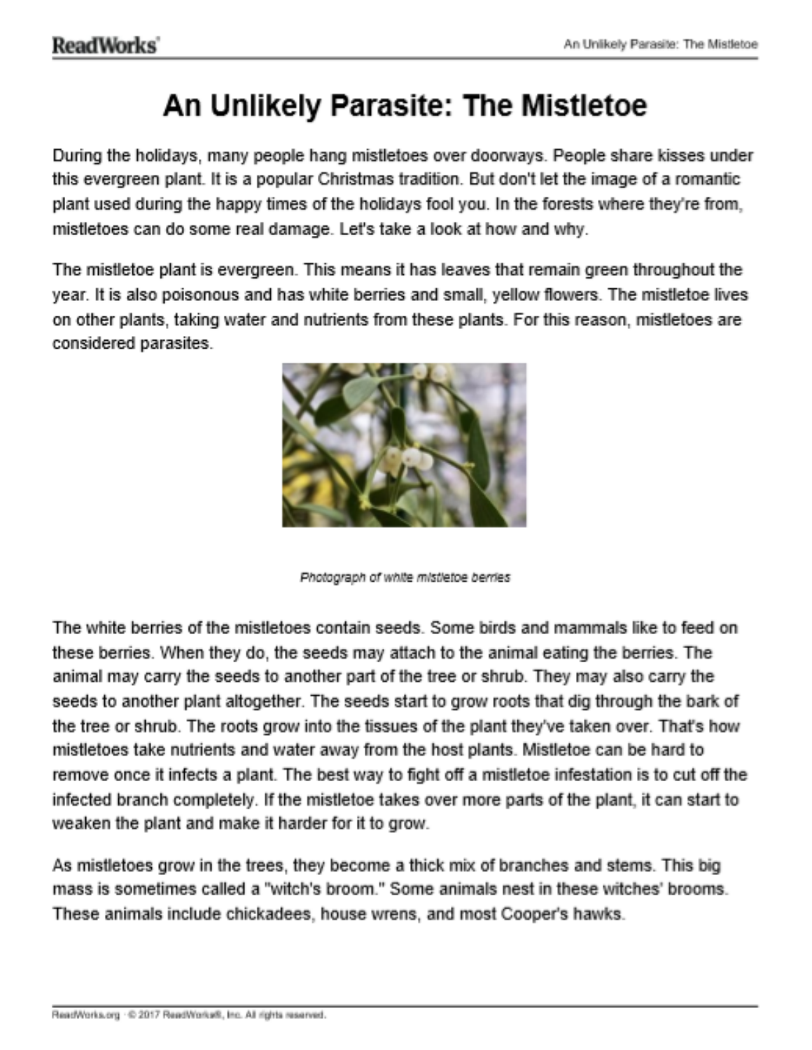# An Unlikely Parasite: The Mistletoe

During the holidays, many people hang mistletoes over doorways. People share kisses under this evergreen plant. It is a popular Christmas tradition. But don't let the image of a romantic plant used during the happy times of the holidays fool you. In the forests where they're from, mistletoes can do some real damage. Let's take a look at how and why.

The mistletoe plant is evergreen. This means it has leaves that remain green throughout the year. It is also poisonous and has white berries and small, yellow flowers. The mistletoe lives on other plants, taking water and nutrients from these plants. For this reason, mistletoes are considered parasites.

*Photograph of white mistletoe berries*

The white berries of the mistletoes contain seeds. Some birds and mammals like to feed on these berries. When they do, the seeds may attach to the animal eating the berries. The animal may carry the seeds to another part of the tree or shrub. They may also carry the seeds to another plant altogether. The seeds start to grow roots that dig through the bark of the tree or shrub. The roots grow into the tissues of the plant they've taken over. That's how mistletoes take nutrients and water away from the host plants. Mistletoe can be hard to remove once it infects a plant. The best way to fight off a mistletoe infestation is to cut off the infected branch completely. If the mistletoe takes over more parts of the plant, it can start to weaken the plant and make it harder for it to grow.

As mistletoes grow in the trees, they become a thick mix of branches and stems. This big mass is sometimes called a "witch's broom." Some animals nest in these witches' brooms. These animals include chickadees, house wrens, and most Cooper's hawks.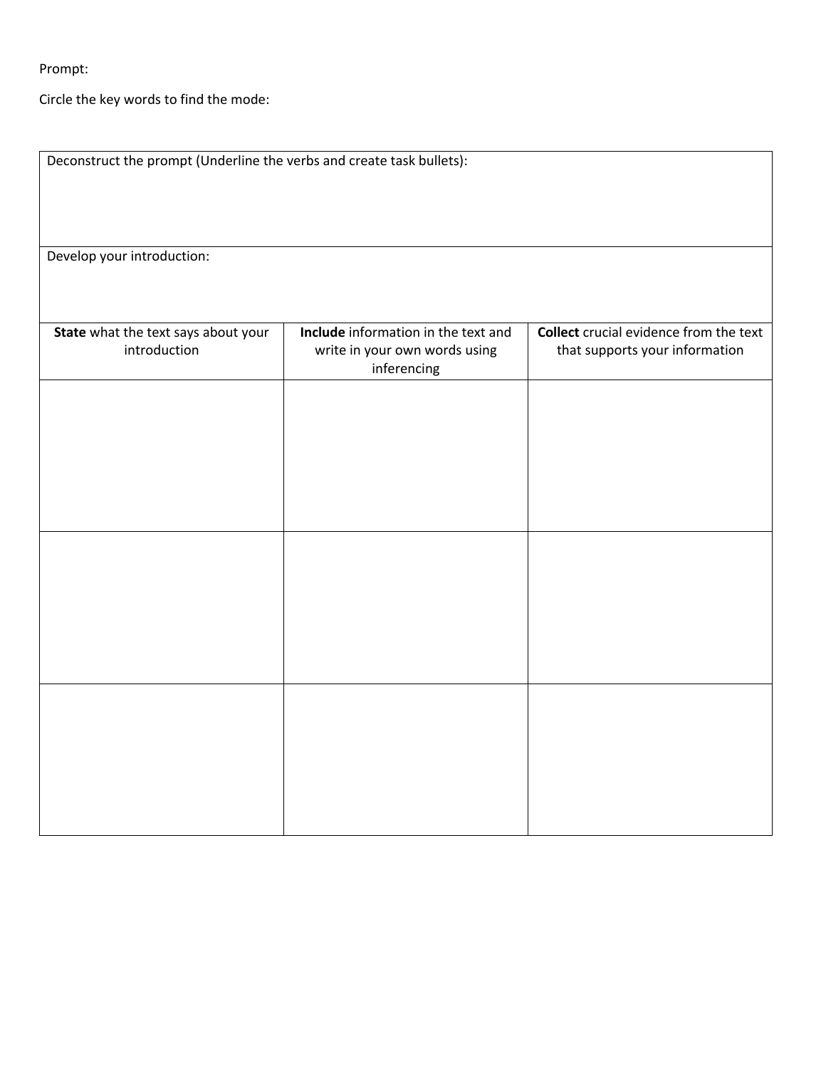Prompt:

Circle the key words to find the mode:

| Deconstruct the prompt (Underline the verbs and create task bullets): | | |
|---|---|---|
| Develop your introduction: | | |
| **State** what the text says about your introduction | **Include** information in the text and write in your own words using inferencing | **Collect** crucial evidence from the text that supports your information |
| | | |
| | | |
| | | |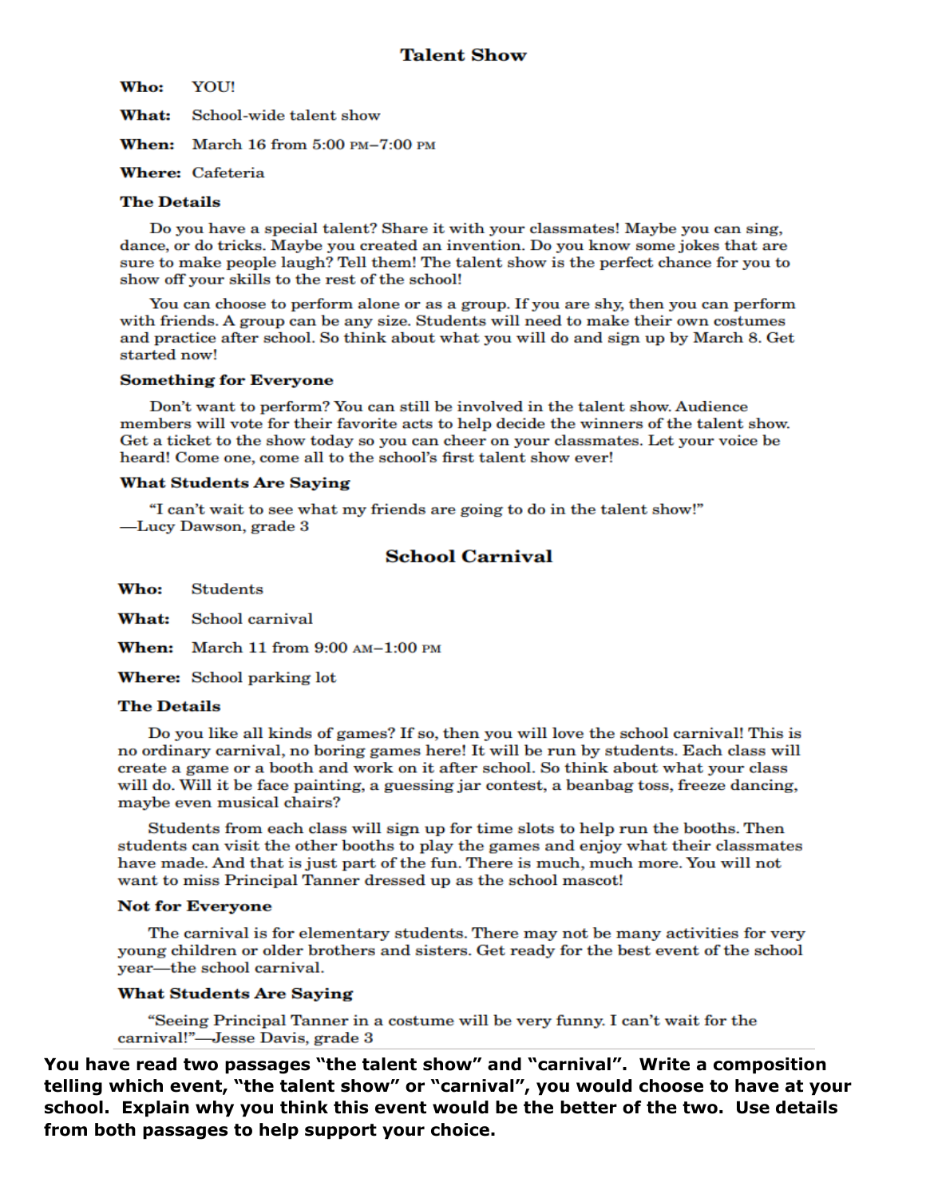## Talent Show

**Who:** YOU!

**What:** School-wide talent show

**When:** March 16 from 5:00 PM–7:00 PM

**Where:** Cafeteria

### The Details

Do you have a special talent? Share it with your classmates! Maybe you can sing, dance, or do tricks. Maybe you created an invention. Do you know some jokes that are sure to make people laugh? Tell them! The talent show is the perfect chance for you to show off your skills to the rest of the school!

You can choose to perform alone or as a group. If you are shy, then you can perform with friends. A group can be any size. Students will need to make their own costumes and practice after school. So think about what you will do and sign up by March 8. Get started now!

### Something for Everyone

Don't want to perform? You can still be involved in the talent show. Audience members will vote for their favorite acts to help decide the winners of the talent show. Get a ticket to the show today so you can cheer on your classmates. Let your voice be heard! Come one, come all to the school's first talent show ever!

### What Students Are Saying

"I can't wait to see what my friends are going to do in the talent show!" —Lucy Dawson, grade 3

## School Carnival

**Who:** Students

**What:** School carnival

**When:** March 11 from 9:00 AM–1:00 PM

**Where:** School parking lot

### The Details

Do you like all kinds of games? If so, then you will love the school carnival! This is no ordinary carnival, no boring games here! It will be run by students. Each class will create a game or a booth and work on it after school. So think about what your class will do. Will it be face painting, a guessing jar contest, a beanbag toss, freeze dancing, maybe even musical chairs?

Students from each class will sign up for time slots to help run the booths. Then students can visit the other booths to play the games and enjoy what their classmates have made. And that is just part of the fun. There is much, much more. You will not want to miss Principal Tanner dressed up as the school mascot!

### Not for Everyone

The carnival is for elementary students. There may not be many activities for very young children or older brothers and sisters. Get ready for the best event of the school year—the school carnival.

### What Students Are Saying

"Seeing Principal Tanner in a costume will be very funny. I can't wait for the carnival!"—Jesse Davis, grade 3

**You have read two passages "the talent show" and "carnival". Write a composition telling which event, "the talent show" or "carnival", you would choose to have at your school. Explain why you think this event would be the better of the two. Use details from both passages to help support your choice.**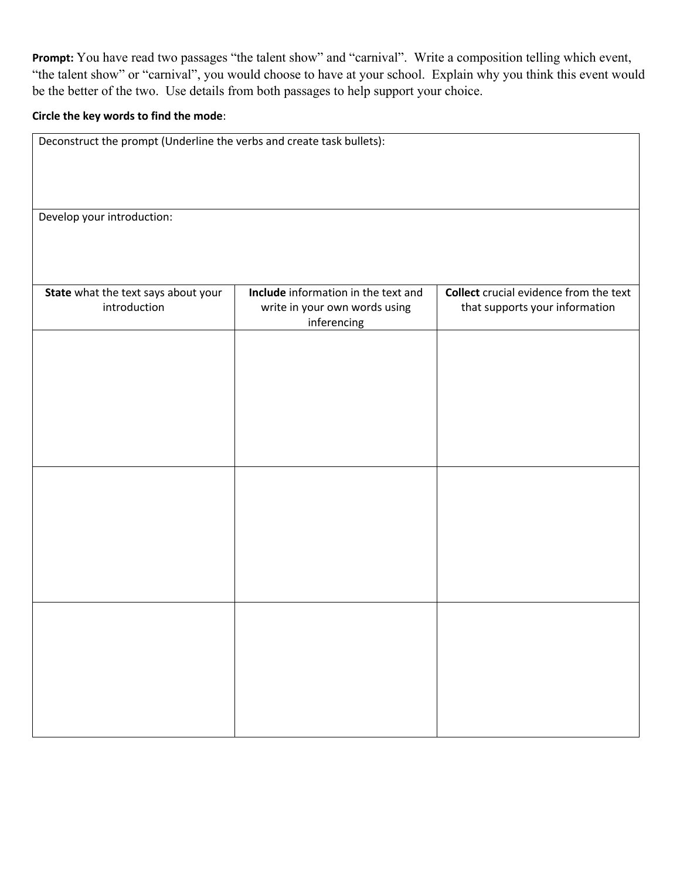**Prompt:** You have read two passages “the talent show” and “carnival”. Write a composition telling which event, “the talent show” or “carnival”, you would choose to have at your school. Explain why you think this event would be the better of the two. Use details from both passages to help support your choice.

**Circle the key words to find the mode**:

| Deconstruct the prompt (Underline the verbs and create task bullets): | | |
|---|---|---|
| Develop your introduction: | | |
| **State** what the text says about your introduction | **Include** information in the text and write in your own words using inferencing | **Collect** crucial evidence from the text that supports your information |
| | | |
| | | |
| | | |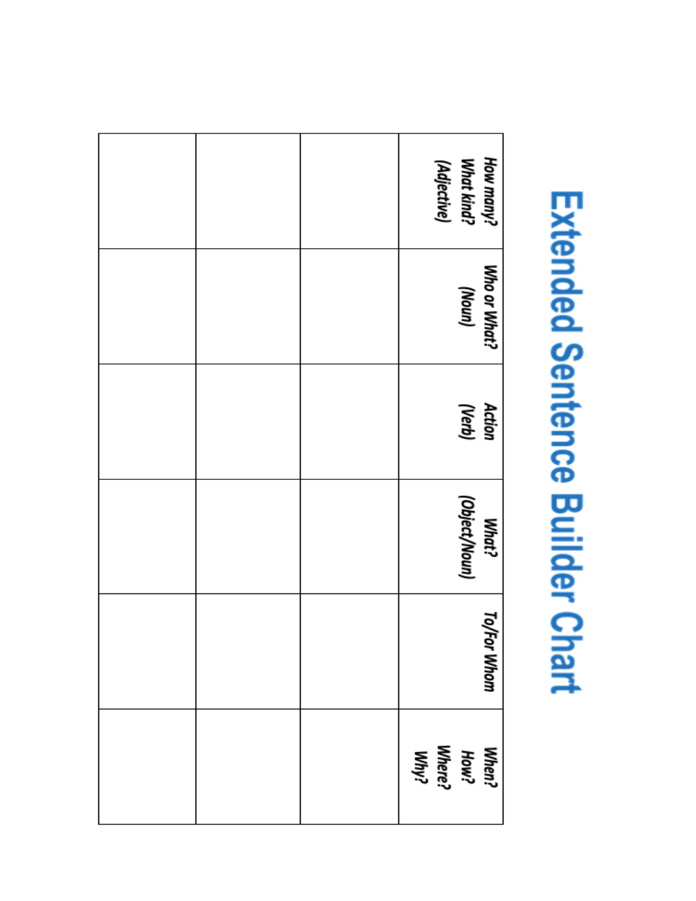# Extended Sentence Builder Chart

| How many? What kind? (Adjective) | Who or What? (Noun) | Action (Verb) | What? (Object/Noun) | To/For Whom | When? How? Where? Why? |
|---|---|---|---|---|---|
| | | | | | |
| | | | | | |
| | | | | | |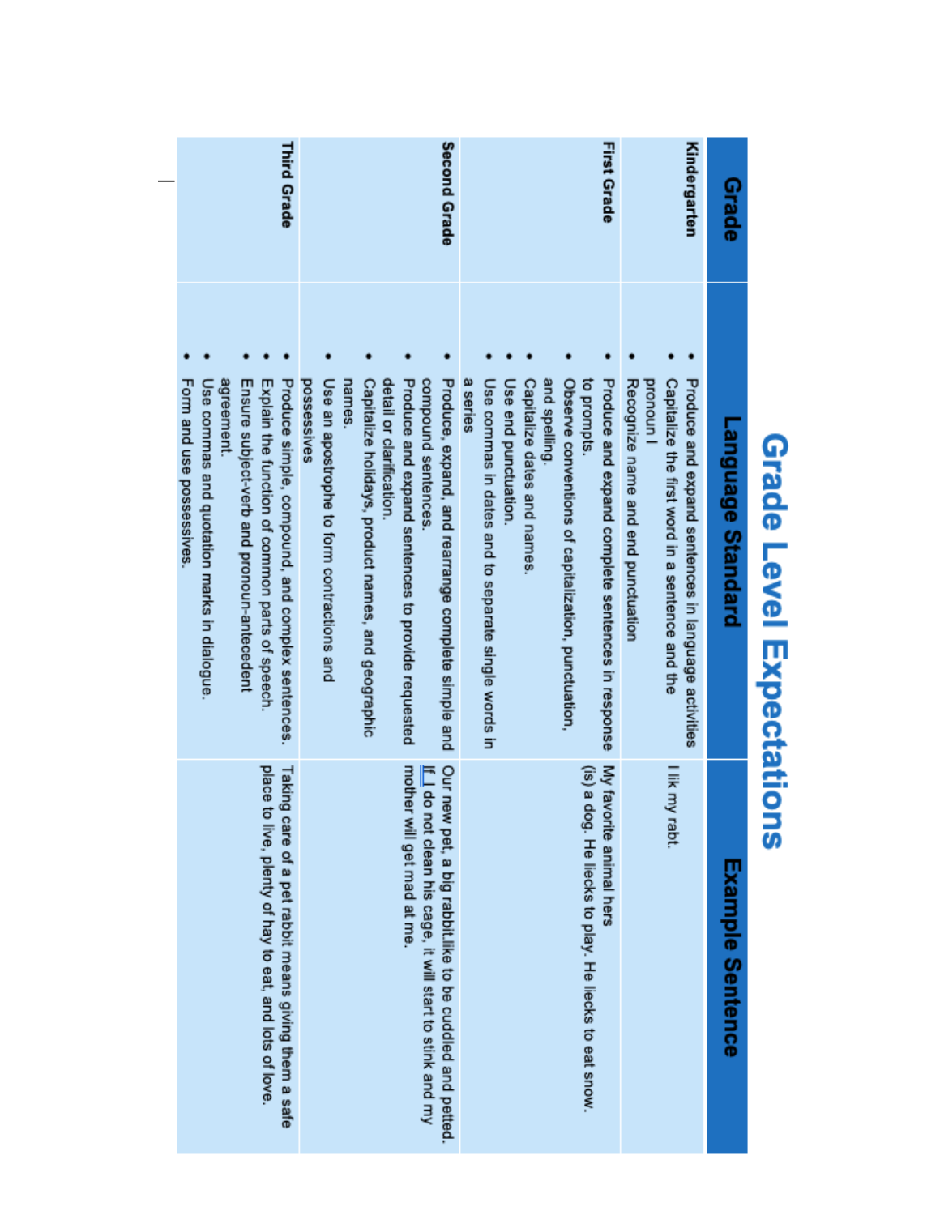# Grade Level Expectations

| Grade | Language Standard | Example Sentence |
|---|---|---|
| Kindergarten | • Produce and expand sentences in language activities<br>• Capitalize the first word in a sentence and the pronoun I<br>• Recognize name and end punctuation | I lik my rabt. |
| First Grade | • Produce and expand complete sentences in response to prompts.<br>• Observe conventions of capitalization, punctuation, and spelling.<br>• Capitalize dates and names.<br>• Use end punctuation.<br>• Use commas in dates and to separate single words in a series | My favorite animal hers (is) a dog. He liecks to play. He liecks to eat snow. |
| Second Grade | • Produce, expand, and rearrange complete simple and compound sentences.<br>• Produce and expand sentences to provide requested detail or clarification.<br>• Capitalize holidays, product names, and geographic names.<br>• Use an apostrophe to form contractions and possessives | Our new pet, a big rabbit.like to be cuddled and petted. If I do not clean his cage, it will start to stink and my mother will get mad at me. |
| Third Grade | • Produce simple, compound, and complex sentences.<br>• Explain the function of common parts of speech.<br>• Ensure subject-verb and pronoun-antecedent agreement.<br>• Use commas and quotation marks in dialogue.<br>• Form and use possessives. | Taking care of a pet rabbit means giving them a safe place to live, plenty of hay to eat, and lots of love. |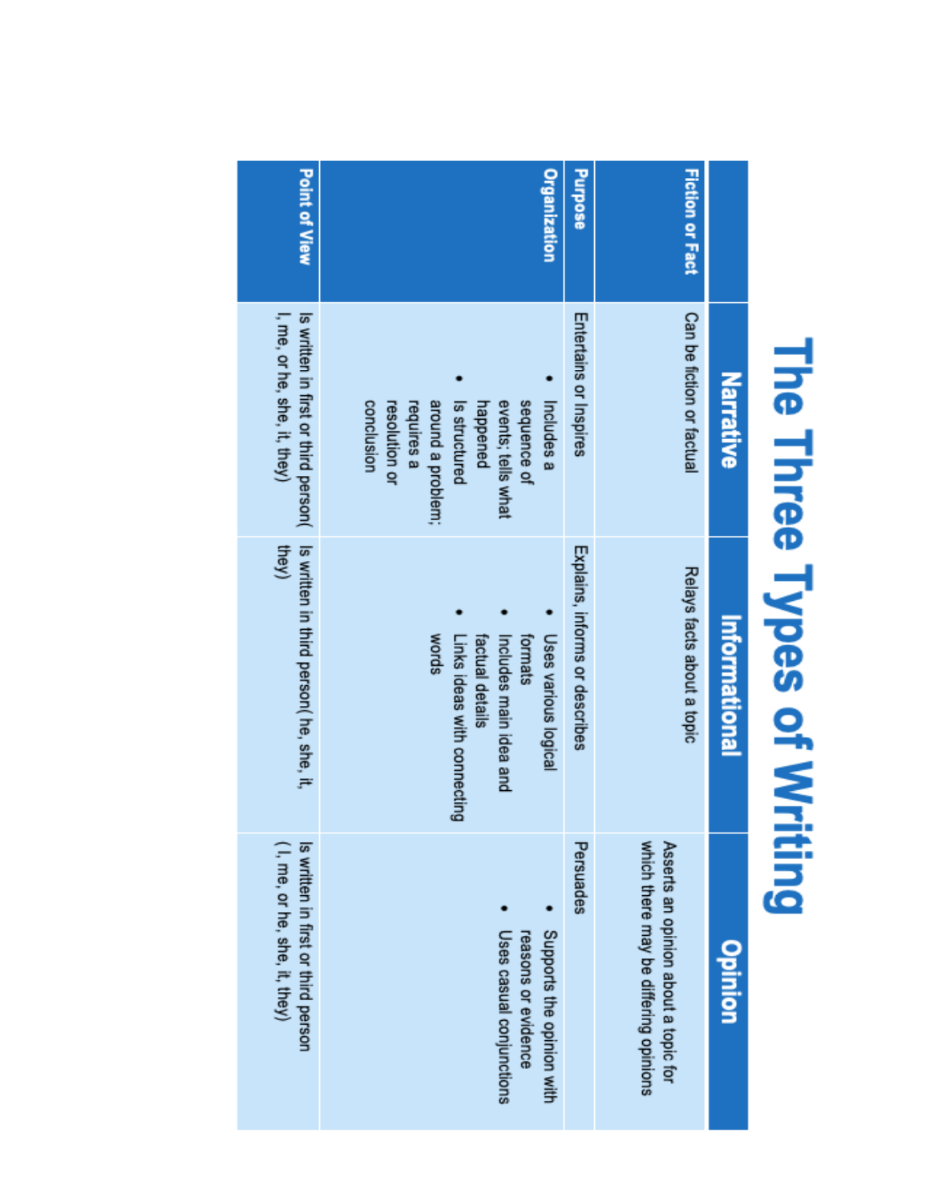# The Three Types of Writing

| | Narrative | Informational | Opinion |
|---|---|---|---|
| **Fiction or Fact** | Can be fiction or factual | Relays facts about a topic | Asserts an opinion about a topic for which there may be differing opinions |
| **Purpose** | Entertains or Inspires | Explains, informs or describes | Persuades |
| **Organization** | • Includes a sequence of events; tells what happened<br>• Is structured around a problem; requires a resolution or conclusion | • Uses various logical formats<br>• Includes main idea and factual details<br>• Links ideas with connecting words | • Supports the opinion with reasons or evidence<br>• Uses casual conjunctions |
| **Point of View** | Is written in first or third person( I, me, or he, she, it, they) | Is written in third person( he, she, it, they) | Is written in first or third person ( I, me, or he, she, it, they) |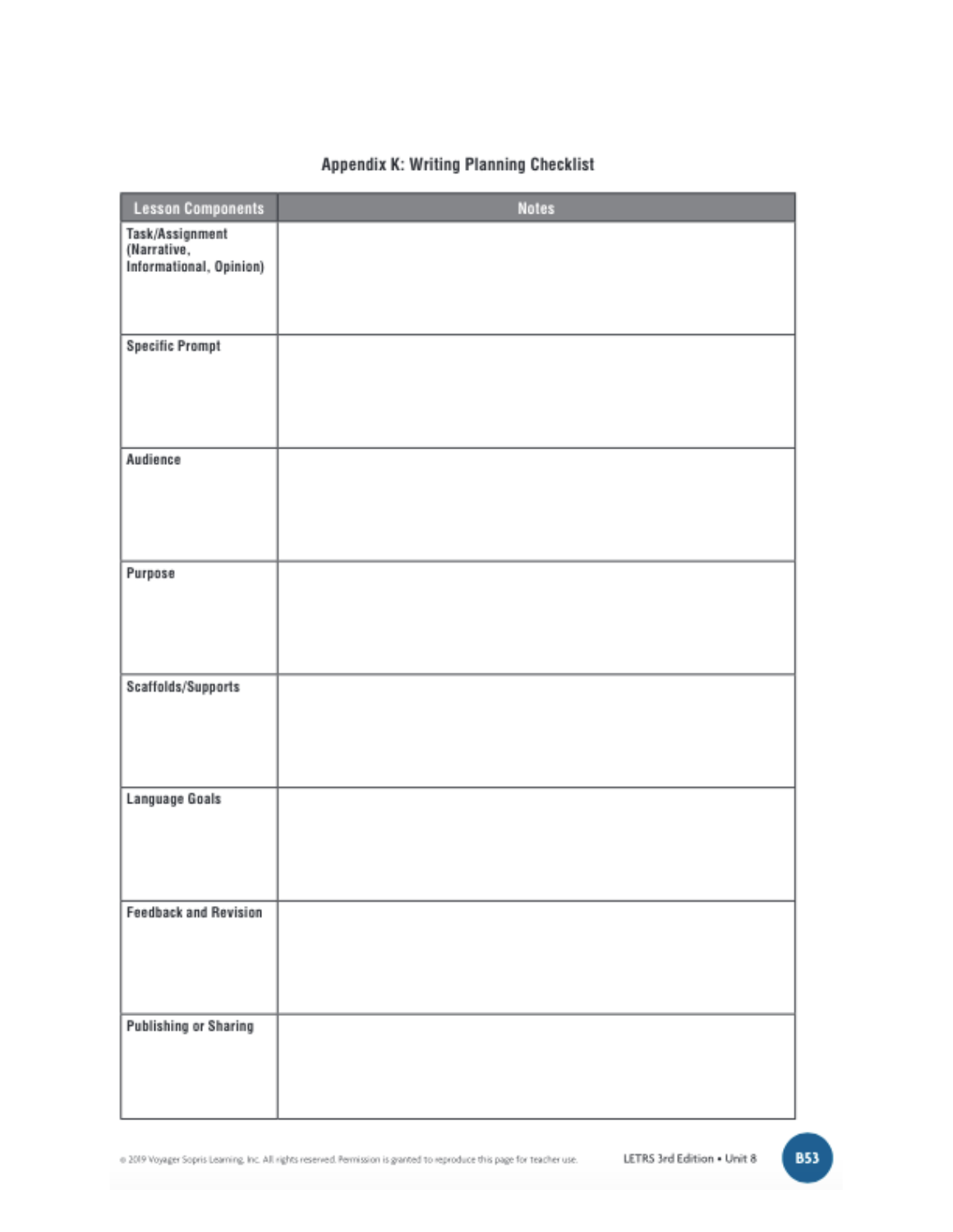## Appendix K: Writing Planning Checklist

| Lesson Components | Notes |
| --- | --- |
| Task/Assignment (Narrative, Informational, Opinion) | |
| Specific Prompt | |
| Audience | |
| Purpose | |
| Scaffolds/Supports | |
| Language Goals | |
| Feedback and Revision | |
| Publishing or Sharing | |

© 2019 Voyager Sopris Learning, Inc. All rights reserved. Permission is granted to reproduce this page for teacher use.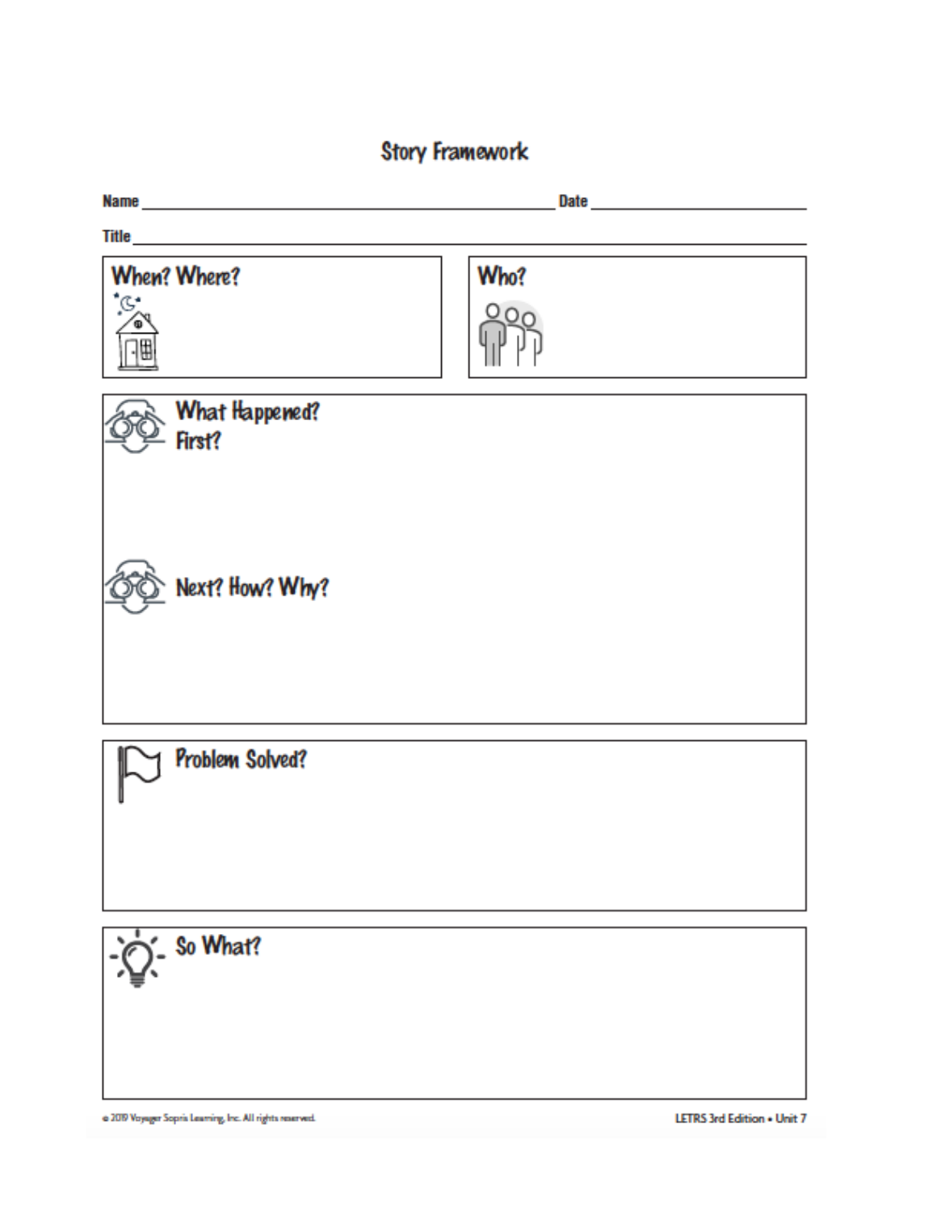# Story Framework

**Name** ______________________________ **Date** ______________

**Title** ______________________________________________

## When? Where?

## Who?

## What Happened?

### First?

### Next? How? Why?

## Problem Solved?

## So What?

© 2019 Voyager Sopris Learning, Inc. All rights reserved.

LETRS 3rd Edition • Unit 7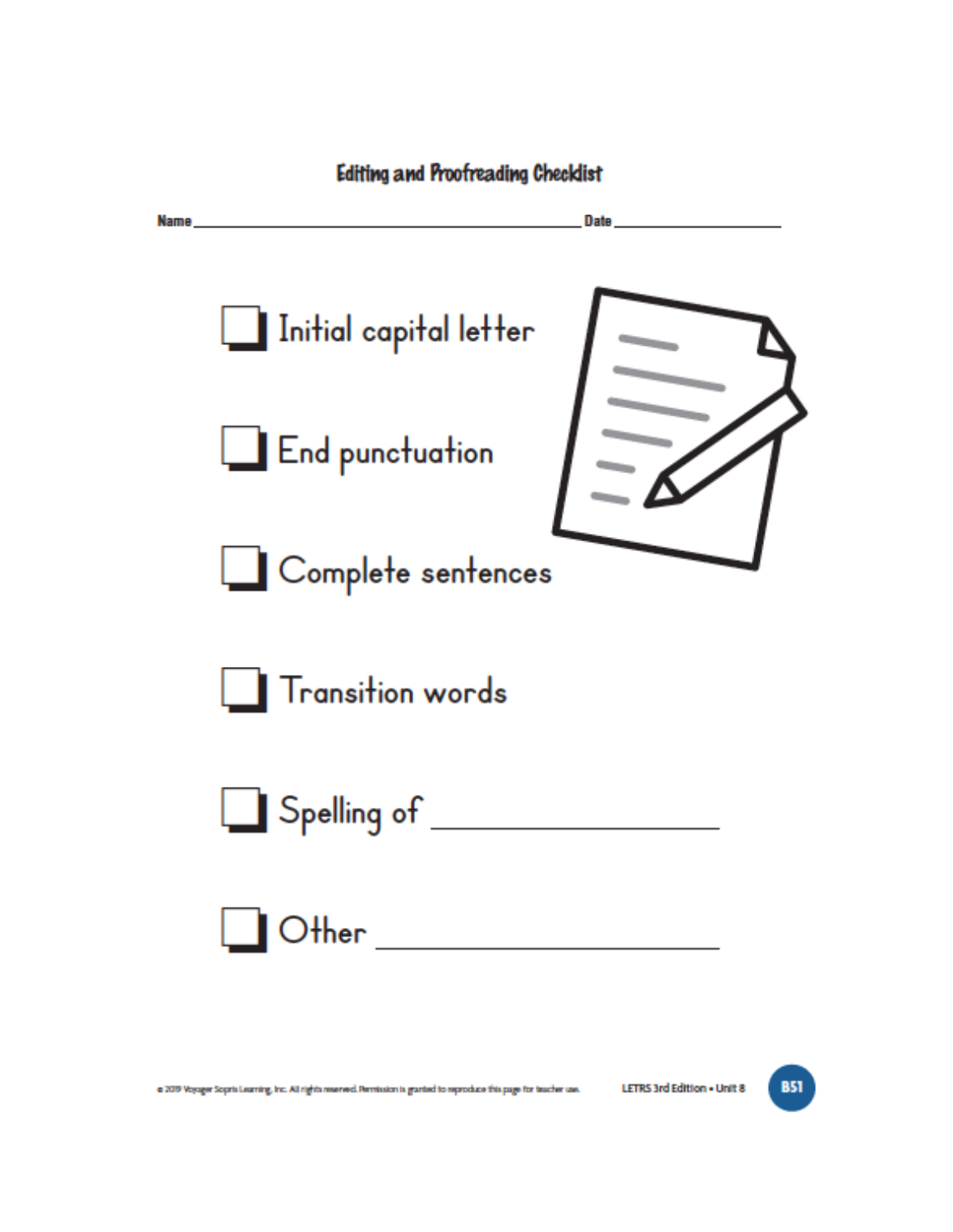# Editing and Proofreading Checklist

Name ________________________________ Date ______________

- [ ] Initial capital letter
- [ ] End punctuation
- [ ] Complete sentences
- [ ] Transition words
- [ ] Spelling of ______________________
- [ ] Other ______________________

© 2019 Voyager Sopris Learning, Inc. All rights reserved. Permission is granted to reproduce this page for teacher use.

LETRS 3rd Edition • Unit 8